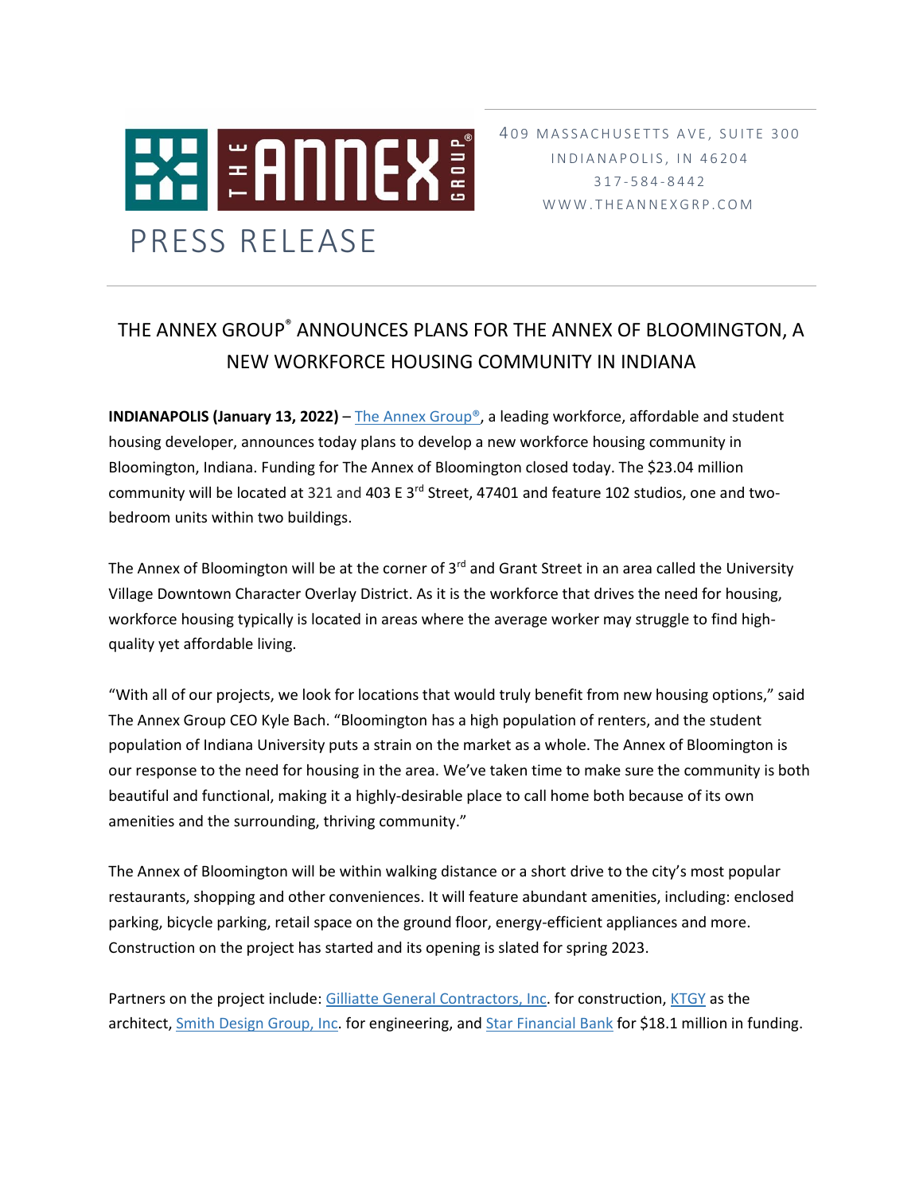409 MASSACHUSETTS AVE, SUITE 300
INDIANAPOLIS, IN 46204
317-584-8442
WWW.THEANNEXGRP.COM

PRESS RELEASE

# THE ANNEX GROUP® ANNOUNCES PLANS FOR THE ANNEX OF BLOOMINGTON, A NEW WORKFORCE HOUSING COMMUNITY IN INDIANA

**INDIANAPOLIS (January 13, 2022)** – The Annex Group®, a leading workforce, affordable and student housing developer, announces today plans to develop a new workforce housing community in Bloomington, Indiana. Funding for The Annex of Bloomington closed today. The $23.04 million community will be located at 321 and 403 E 3rd Street, 47401 and feature 102 studios, one and two-bedroom units within two buildings.

The Annex of Bloomington will be at the corner of 3rd and Grant Street in an area called the University Village Downtown Character Overlay District. As it is the workforce that drives the need for housing, workforce housing typically is located in areas where the average worker may struggle to find high-quality yet affordable living.

"With all of our projects, we look for locations that would truly benefit from new housing options," said The Annex Group CEO Kyle Bach. "Bloomington has a high population of renters, and the student population of Indiana University puts a strain on the market as a whole. The Annex of Bloomington is our response to the need for housing in the area. We've taken time to make sure the community is both beautiful and functional, making it a highly-desirable place to call home both because of its own amenities and the surrounding, thriving community."

The Annex of Bloomington will be within walking distance or a short drive to the city's most popular restaurants, shopping and other conveniences. It will feature abundant amenities, including: enclosed parking, bicycle parking, retail space on the ground floor, energy-efficient appliances and more. Construction on the project has started and its opening is slated for spring 2023.

Partners on the project include: Gilliatte General Contractors, Inc. for construction, KTGY as the architect, Smith Design Group, Inc. for engineering, and Star Financial Bank for $18.1 million in funding.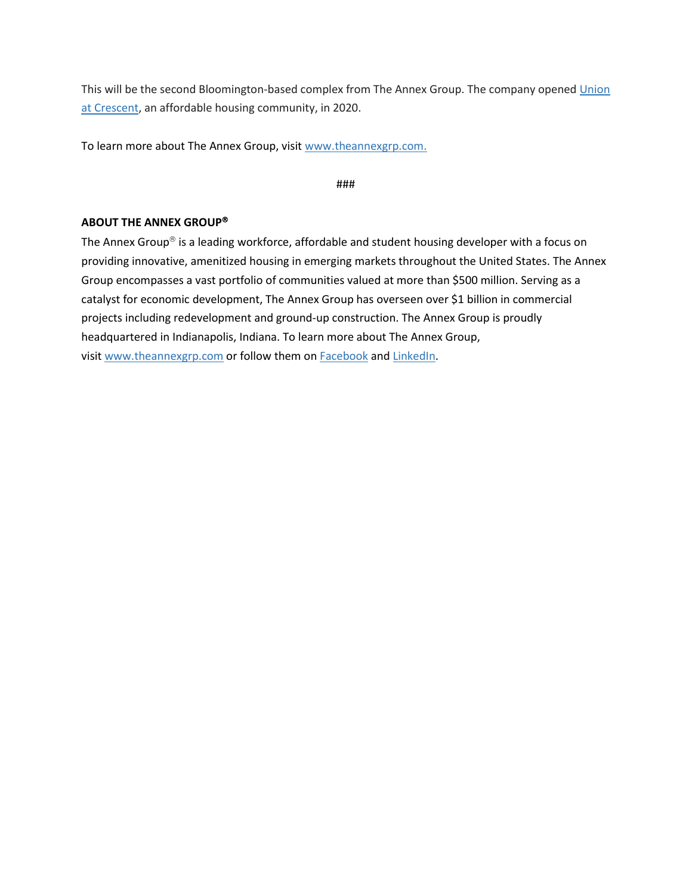This will be the second Bloomington-based complex from The Annex Group. The company opened Union at Crescent, an affordable housing community, in 2020.

To learn more about The Annex Group, visit www.theannexgrp.com.

###

**ABOUT THE ANNEX GROUP®**

The Annex Group® is a leading workforce, affordable and student housing developer with a focus on providing innovative, amenitized housing in emerging markets throughout the United States. The Annex Group encompasses a vast portfolio of communities valued at more than $500 million. Serving as a catalyst for economic development, The Annex Group has overseen over $1 billion in commercial projects including redevelopment and ground-up construction. The Annex Group is proudly headquartered in Indianapolis, Indiana. To learn more about The Annex Group, visit www.theannexgrp.com or follow them on Facebook and LinkedIn.